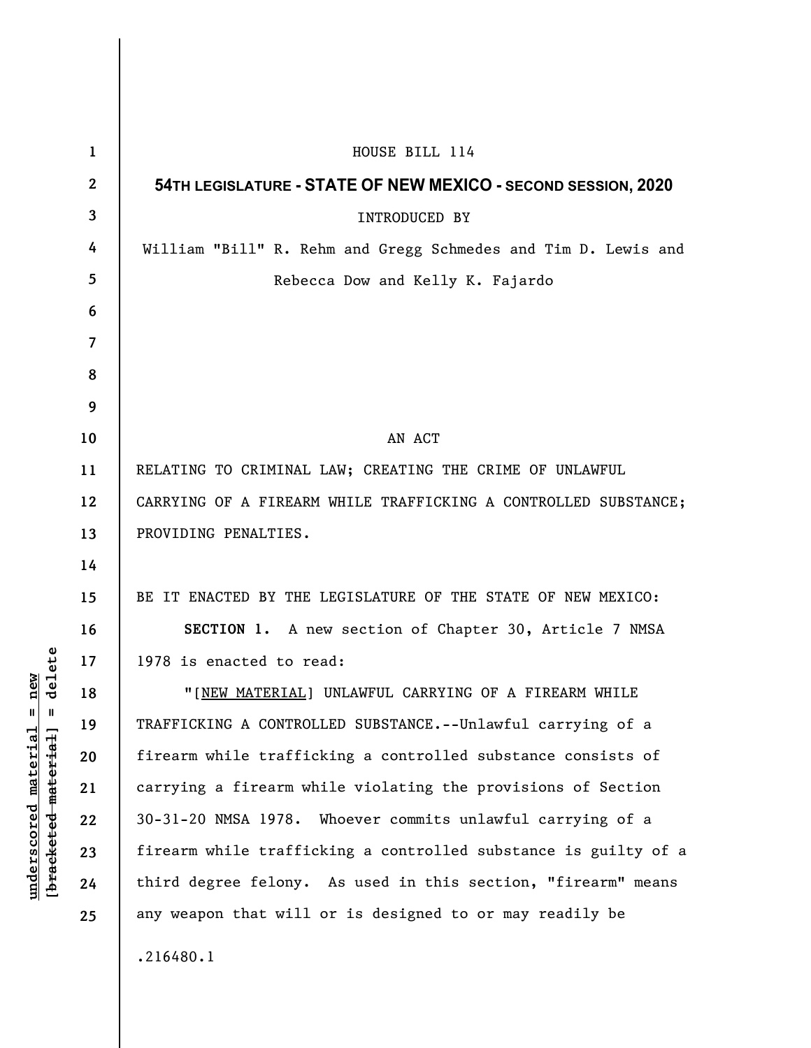HOUSE BILL 114

**54TH LEGISLATURE - STATE OF NEW MEXICO - SECOND SESSION, 2020**

INTRODUCED BY

William "Bill" R. Rehm and Gregg Schmedes and Tim D. Lewis and Rebecca Dow and Kelly K. Fajardo

AN ACT

RELATING TO CRIMINAL LAW; CREATING THE CRIME OF UNLAWFUL CARRYING OF A FIREARM WHILE TRAFFICKING A CONTROLLED SUBSTANCE; PROVIDING PENALTIES.

BE IT ENACTED BY THE LEGISLATURE OF THE STATE OF NEW MEXICO:

**SECTION 1.** A new section of Chapter 30, Article 7 NMSA 1978 is enacted to read:

"[NEW MATERIAL] UNLAWFUL CARRYING OF A FIREARM WHILE TRAFFICKING A CONTROLLED SUBSTANCE.--Unlawful carrying of a firearm while trafficking a controlled substance consists of carrying a firearm while violating the provisions of Section 30-31-20 NMSA 1978. Whoever commits unlawful carrying of a firearm while trafficking a controlled substance is guilty of a third degree felony. As used in this section, "firearm" means any weapon that will or is designed to or may readily be

.216480.1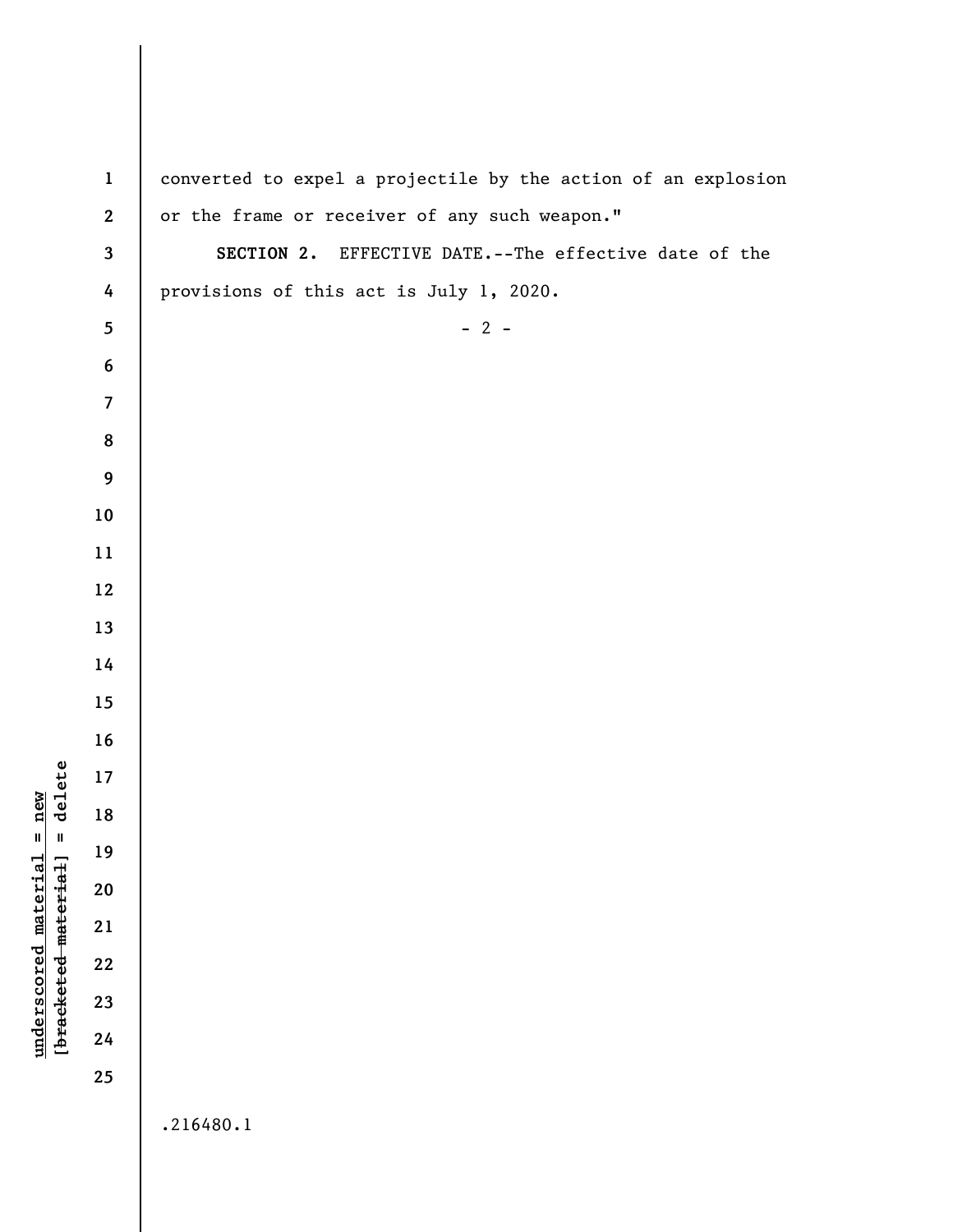converted to expel a projectile by the action of an explosion or the frame or receiver of any such weapon."

**SECTION 2.** EFFECTIVE DATE.--The effective date of the provisions of this act is July 1, 2020.

.216480.1